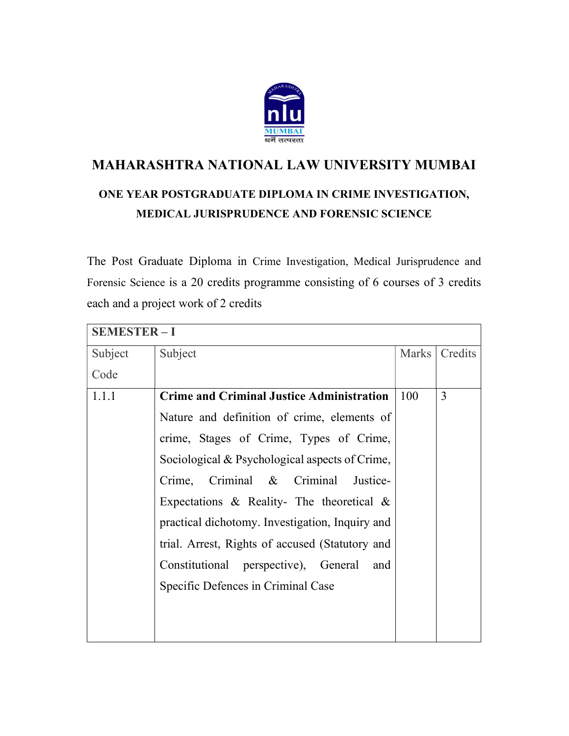# MAHARASHTRA NATIONAL LAW UNIVERSITY MUMBAI

## ONE YEAR POSTGRADUATE DIPLOMA IN CRIME INVESTIGATION, MEDICAL JURISPRUDENCE AND FORENSIC SCIENCE

The Post Graduate Diploma in Crime Investigation, Medical Jurisprudence and Forensic Science is a 20 credits programme consisting of 6 courses of 3 credits each and a project work of 2 credits

| **SEMESTER – I** | | | |
|---|---|---|---|
| Subject Code | Subject | Marks | Credits |
| 1.1.1 | **Crime and Criminal Justice Administration** Nature and definition of crime, elements of crime, Stages of Crime, Types of Crime, Sociological & Psychological aspects of Crime, Crime, Criminal & Criminal Justice- Expectations & Reality- The theoretical & practical dichotomy. Investigation, Inquiry and trial. Arrest, Rights of accused (Statutory and Constitutional perspective), General and Specific Defences in Criminal Case | 100 | 3 |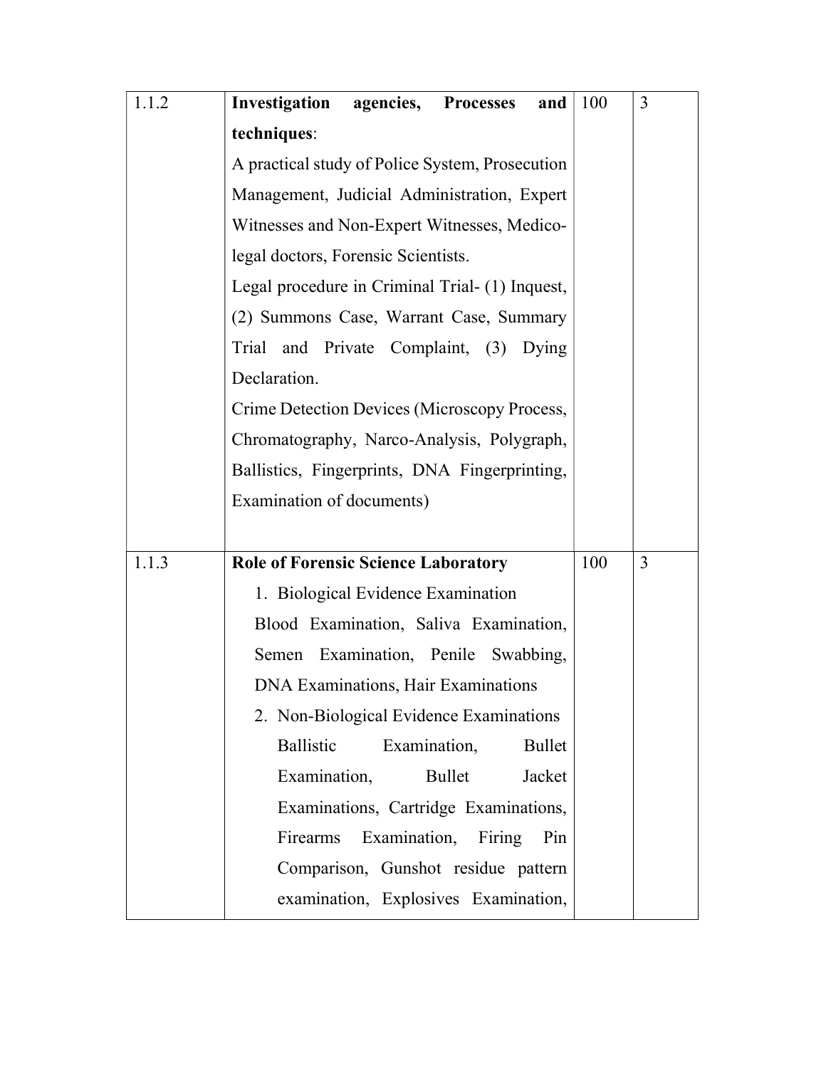| | | | |
|---|---|---|---|
| 1.1.2 | **Investigation agencies, Processes and techniques**:<br>A practical study of Police System, Prosecution Management, Judicial Administration, Expert Witnesses and Non-Expert Witnesses, Medico-legal doctors, Forensic Scientists.<br>Legal procedure in Criminal Trial- (1) Inquest, (2) Summons Case, Warrant Case, Summary Trial and Private Complaint, (3) Dying Declaration.<br>Crime Detection Devices (Microscopy Process, Chromatography, Narco-Analysis, Polygraph, Ballistics, Fingerprints, DNA Fingerprinting, Examination of documents) | 100 | 3 |
| 1.1.3 | **Role of Forensic Science Laboratory**<br>1. Biological Evidence Examination<br>Blood Examination, Saliva Examination, Semen Examination, Penile Swabbing, DNA Examinations, Hair Examinations<br>2. Non-Biological Evidence Examinations<br>Ballistic Examination, Bullet Examination, Bullet Jacket Examinations, Cartridge Examinations, Firearms Examination, Firing Pin Comparison, Gunshot residue pattern examination, Explosives Examination, | 100 | 3 |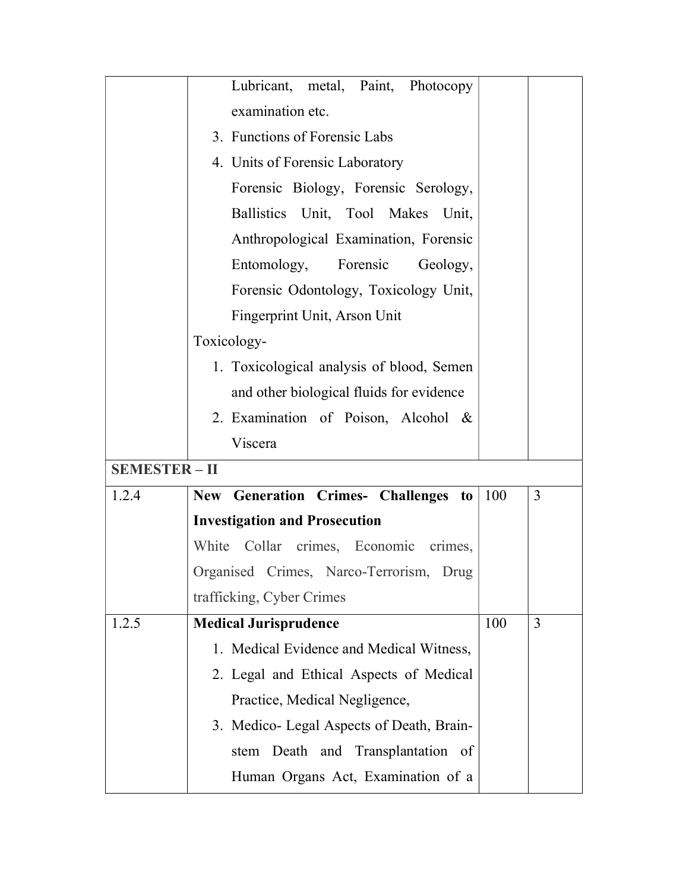| | | | |
|---|---|---|---|
| | Lubricant, metal, Paint, Photocopy examination etc.<br>3. Functions of Forensic Labs<br>4. Units of Forensic Laboratory<br>Forensic Biology, Forensic Serology, Ballistics Unit, Tool Makes Unit, Anthropological Examination, Forensic Entomology, Forensic Geology, Forensic Odontology, Toxicology Unit, Fingerprint Unit, Arson Unit<br>Toxicology-<br>1. Toxicological analysis of blood, Semen and other biological fluids for evidence<br>2. Examination of Poison, Alcohol & Viscera | | |
| **SEMESTER – II** | | | |
| 1.2.4 | **New Generation Crimes- Challenges to Investigation and Prosecution**<br>White Collar crimes, Economic crimes, Organised Crimes, Narco-Terrorism, Drug trafficking, Cyber Crimes | 100 | 3 |
| 1.2.5 | **Medical Jurisprudence**<br>1. Medical Evidence and Medical Witness,<br>2. Legal and Ethical Aspects of Medical Practice, Medical Negligence,<br>3. Medico- Legal Aspects of Death, Brain-stem Death and Transplantation of Human Organs Act, Examination of a | 100 | 3 |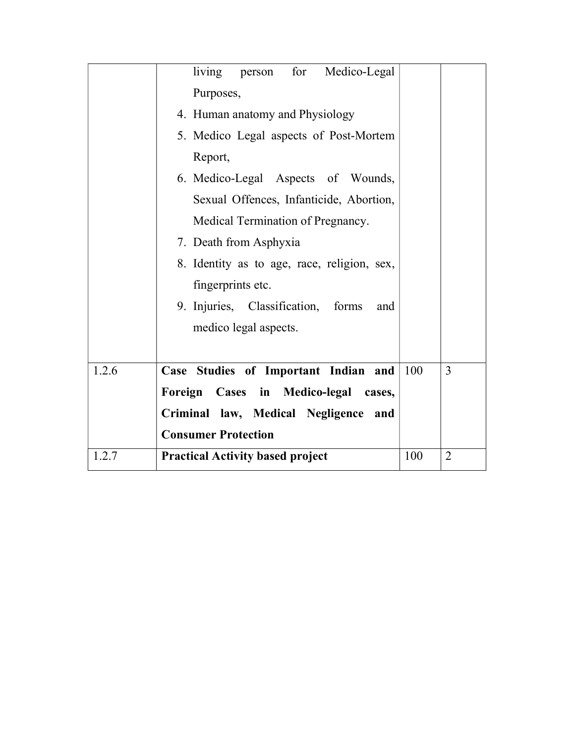| | | | |
|---|---|---|---|
| | living person for Medico-Legal Purposes,<br>4. Human anatomy and Physiology<br>5. Medico Legal aspects of Post-Mortem Report,<br>6. Medico-Legal Aspects of Wounds, Sexual Offences, Infanticide, Abortion, Medical Termination of Pregnancy.<br>7. Death from Asphyxia<br>8. Identity as to age, race, religion, sex, fingerprints etc.<br>9. Injuries, Classification, forms and medico legal aspects. | | |
| 1.2.6 | **Case Studies of Important Indian and Foreign Cases in Medico-legal cases, Criminal law, Medical Negligence and Consumer Protection** | 100 | 3 |
| 1.2.7 | **Practical Activity based project** | 100 | 2 |